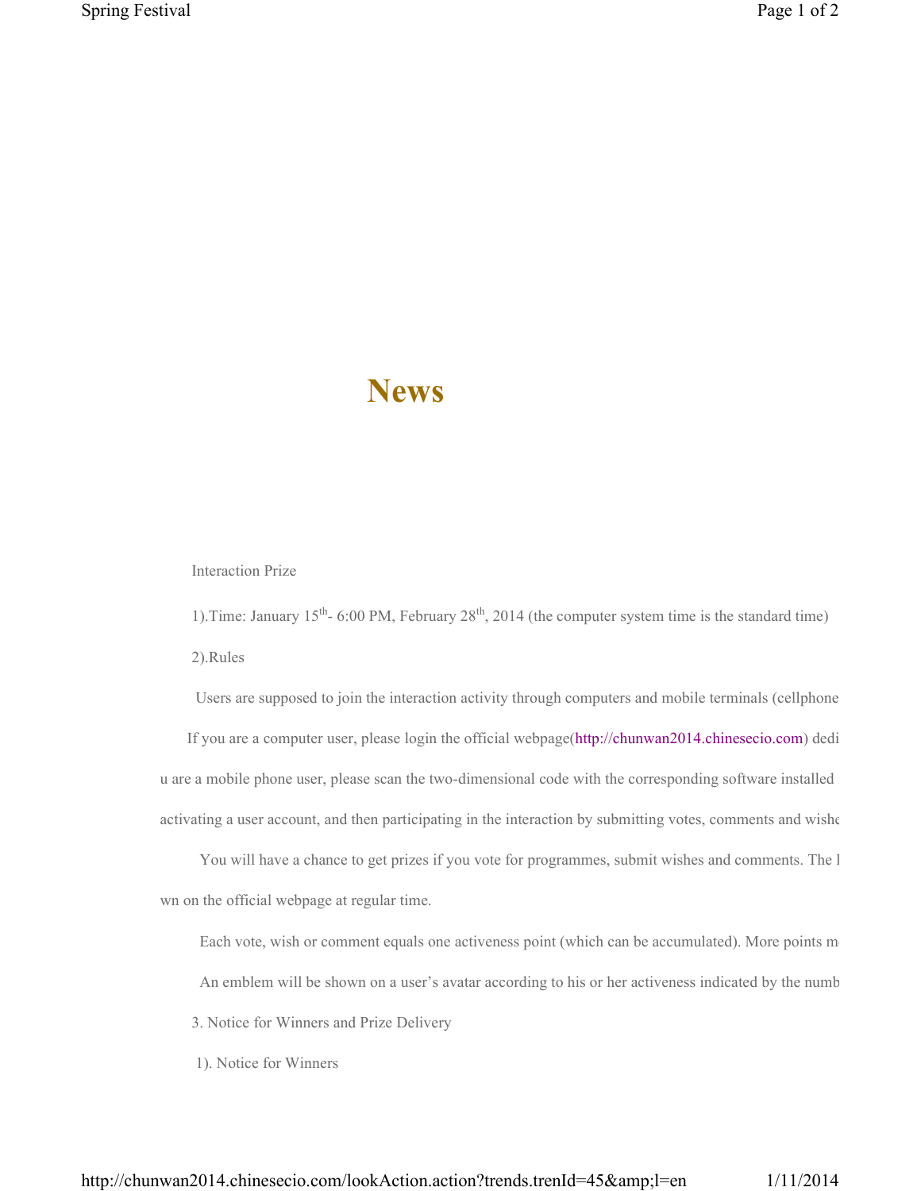# News

Interaction Prize

1).Time: January 15$^{th}$- 6:00 PM, February 28$^{th}$, 2014 (the computer system time is the standard time)

2).Rules

Users are supposed to join the interaction activity through computers and mobile terminals (cellphone

If you are a computer user, please login the official webpage(http://chunwan2014.chinesecio.com) dedi

u are a mobile phone user, please scan the two-dimensional code with the corresponding software installed

activating a user account, and then participating in the interaction by submitting votes, comments and wishe

You will have a chance to get prizes if you vote for programmes, submit wishes and comments. The l

wn on the official webpage at regular time.

Each vote, wish or comment equals one activeness point (which can be accumulated). More points m

An emblem will be shown on a user's avatar according to his or her activeness indicated by the numb

3. Notice for Winners and Prize Delivery

1). Notice for Winners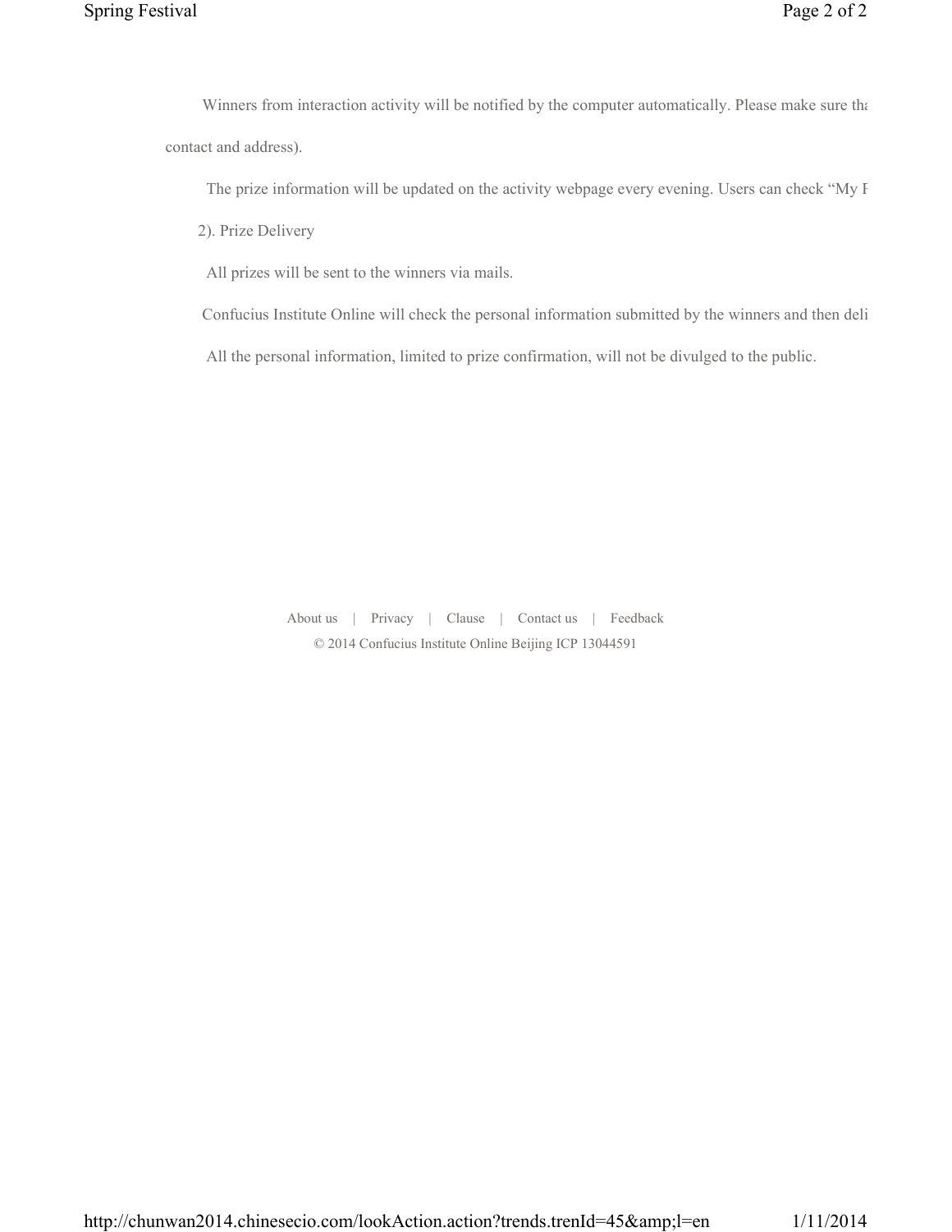Winners from interaction activity will be notified by the computer automatically. Please make sure tha

contact and address).

The prize information will be updated on the activity webpage every evening. Users can check “My F

2). Prize Delivery

All prizes will be sent to the winners via mails.

Confucius Institute Online will check the personal information submitted by the winners and then deli

All the personal information, limited to prize confirmation, will not be divulged to the public.

About us | Privacy | Clause | Contact us | Feedback

© 2014 Confucius Institute Online Beijing ICP 13044591